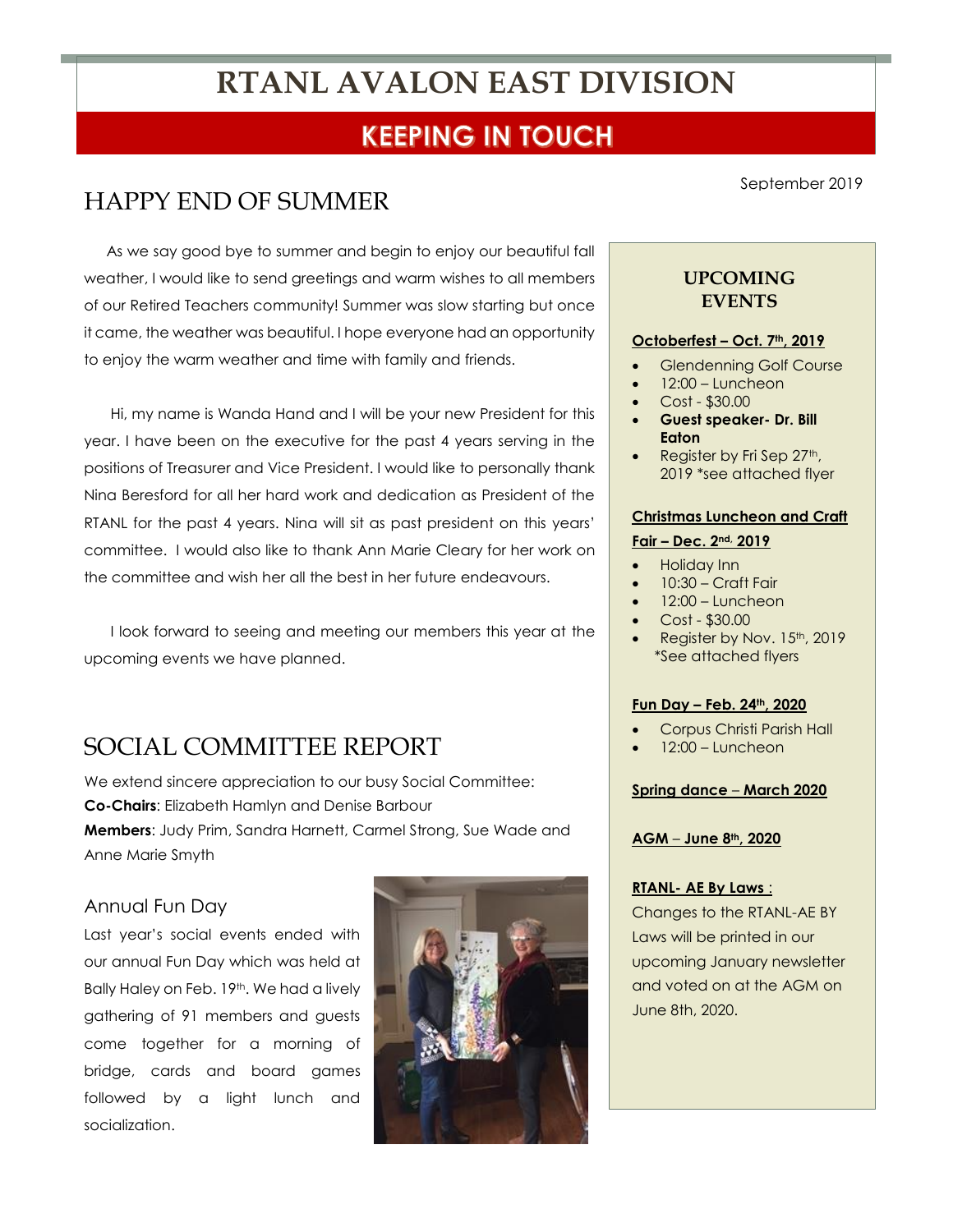# RTANL AVALON EAST DIVISION

## KEEPING IN TOUCH

September 2019

## HAPPY END OF SUMMER

As we say good bye to summer and begin to enjoy our beautiful fall weather, I would like to send greetings and warm wishes to all members of our Retired Teachers community! Summer was slow starting but once it came, the weather was beautiful. I hope everyone had an opportunity to enjoy the warm weather and time with family and friends.

Hi, my name is Wanda Hand and I will be your new President for this year. I have been on the executive for the past 4 years serving in the positions of Treasurer and Vice President. I would like to personally thank Nina Beresford for all her hard work and dedication as President of the RTANL for the past 4 years. Nina will sit as past president on this years' committee. I would also like to thank Ann Marie Cleary for her work on the committee and wish her all the best in her future endeavours.

I look forward to seeing and meeting our members this year at the upcoming events we have planned.

## SOCIAL COMMITTEE REPORT

We extend sincere appreciation to our busy Social Committee:
**Co-Chairs**: Elizabeth Hamlyn and Denise Barbour
**Members**: Judy Prim, Sandra Harnett, Carmel Strong, Sue Wade and Anne Marie Smyth

### Annual Fun Day

Last year's social events ended with our annual Fun Day which was held at Bally Haley on Feb. 19th. We had a lively gathering of 91 members and guests come together for a morning of bridge, cards and board games followed by a light lunch and socialization.

### UPCOMING EVENTS

**Octoberfest – Oct. 7th, 2019**

- Glendenning Golf Course
- 12:00 – Luncheon
- Cost - $30.00
- **Guest speaker- Dr. Bill Eaton**
- Register by Fri Sep 27th, 2019 *see attached flyer

**Christmas Luncheon and Craft Fair – Dec. 2nd, 2019**

- Holiday Inn
- 10:30 – Craft Fair
- 12:00 – Luncheon
- Cost - $30.00
- Register by Nov. 15th, 2019 *See attached flyers

**Fun Day – Feb. 24th, 2020**

- Corpus Christi Parish Hall
- 12:00 – Luncheon

**Spring dance – March 2020**

**AGM – June 8th, 2020**

**RTANL- AE By Laws :**

Changes to the RTANL-AE BY Laws will be printed in our upcoming January newsletter and voted on at the AGM on June 8th, 2020.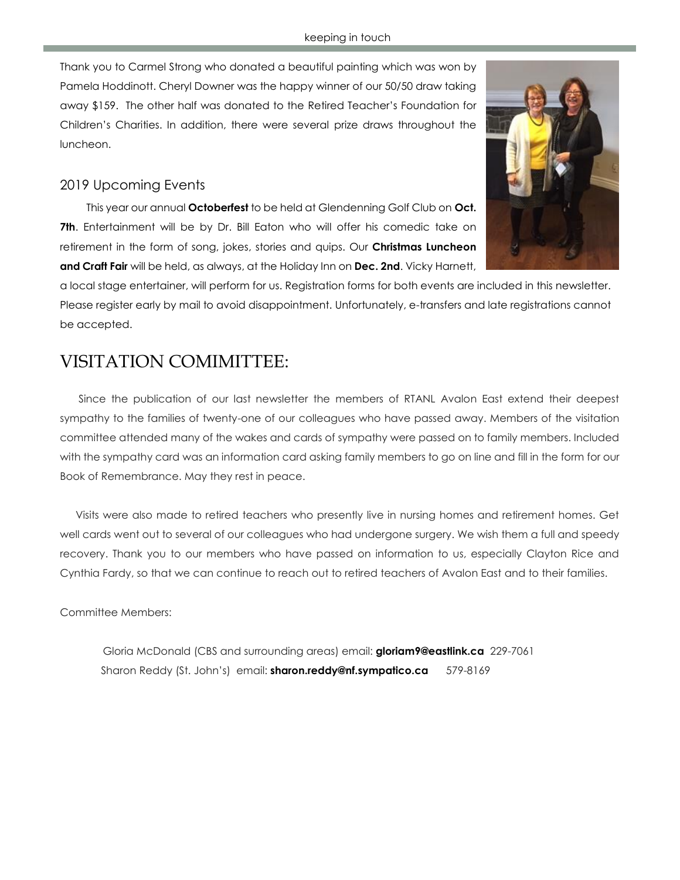Thank you to Carmel Strong who donated a beautiful painting which was won by Pamela Hoddinott. Cheryl Downer was the happy winner of our 50/50 draw taking away $159. The other half was donated to the Retired Teacher's Foundation for Children's Charities. In addition, there were several prize draws throughout the luncheon.

### 2019 Upcoming Events

This year our annual **Octoberfest** to be held at Glendenning Golf Club on **Oct. 7th**. Entertainment will be by Dr. Bill Eaton who will offer his comedic take on retirement in the form of song, jokes, stories and quips. Our **Christmas Luncheon and Craft Fair** will be held, as always, at the Holiday Inn on **Dec. 2nd**. Vicky Harnett, a local stage entertainer, will perform for us. Registration forms for both events are included in this newsletter. Please register early by mail to avoid disappointment. Unfortunately, e-transfers and late registrations cannot be accepted.

## VISITATION COMIMITTEE:

Since the publication of our last newsletter the members of RTANL Avalon East extend their deepest sympathy to the families of twenty-one of our colleagues who have passed away. Members of the visitation committee attended many of the wakes and cards of sympathy were passed on to family members. Included with the sympathy card was an information card asking family members to go on line and fill in the form for our Book of Remembrance. May they rest in peace.

Visits were also made to retired teachers who presently live in nursing homes and retirement homes. Get well cards went out to several of our colleagues who had undergone surgery. We wish them a full and speedy recovery. Thank you to our members who have passed on information to us, especially Clayton Rice and Cynthia Fardy, so that we can continue to reach out to retired teachers of Avalon East and to their families.

Committee Members:

Gloria McDonald (CBS and surrounding areas) email: **gloriam9@eastlink.ca** 229-7061

Sharon Reddy (St. John's) email: **sharon.reddy@nf.sympatico.ca** 579-8169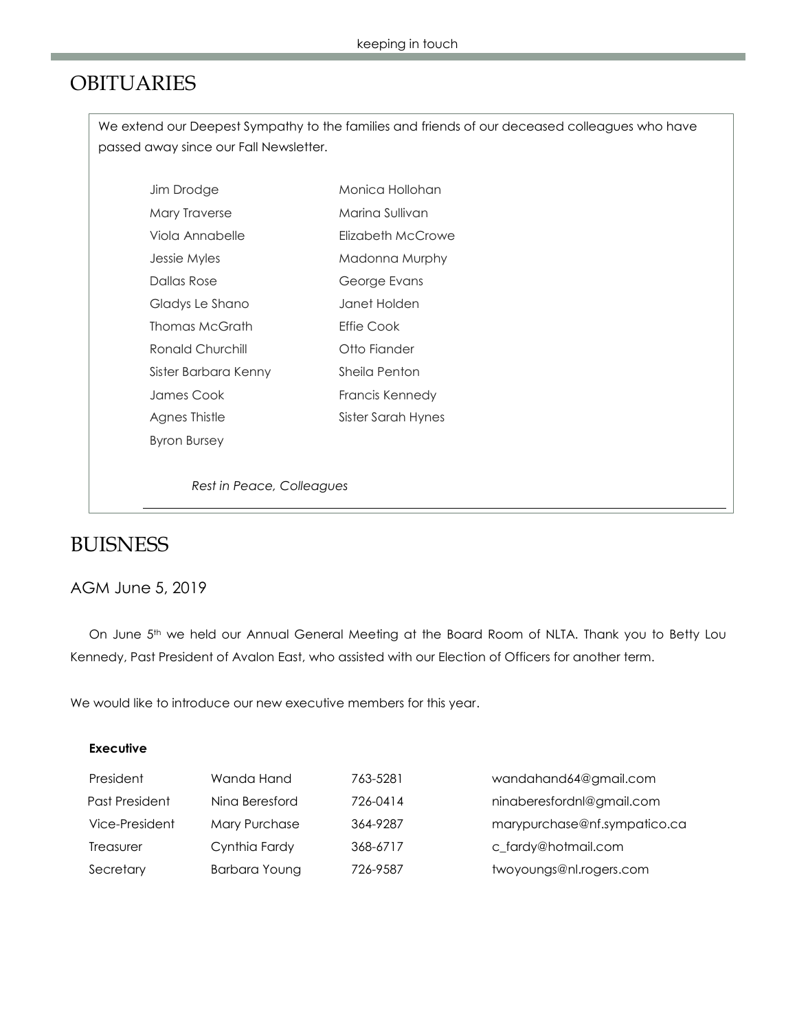# OBITUARIES

We extend our Deepest Sympathy to the families and friends of our deceased colleagues who have passed away since our Fall Newsletter.

| | |
|---|---|
| Jim Drodge | Monica Hollohan |
| Mary Traverse | Marina Sullivan |
| Viola Annabelle | Elizabeth McCrowe |
| Jessie Myles | Madonna Murphy |
| Dallas Rose | George Evans |
| Gladys Le Shano | Janet Holden |
| Thomas McGrath | Effie Cook |
| Ronald Churchill | Otto Fiander |
| Sister Barbara Kenny | Sheila Penton |
| James Cook | Francis Kennedy |
| Agnes Thistle | Sister Sarah Hynes |
| Byron Bursey | |

*Rest in Peace, Colleagues*

# BUISNESS

## AGM June 5, 2019

On June 5th we held our Annual General Meeting at the Board Room of NLTA. Thank you to Betty Lou Kennedy, Past President of Avalon East, who assisted with our Election of Officers for another term.

We would like to introduce our new executive members for this year.

**Executive**

| | | | |
|---|---|---|---|
| President | Wanda Hand | 763-5281 | wandahand64@gmail.com |
| Past President | Nina Beresford | 726-0414 | ninaberesfordnl@gmail.com |
| Vice-President | Mary Purchase | 364-9287 | marypurchase@nf.sympatico.ca |
| Treasurer | Cynthia Fardy | 368-6717 | c_fardy@hotmail.com |
| Secretary | Barbara Young | 726-9587 | twoyoungs@nl.rogers.com |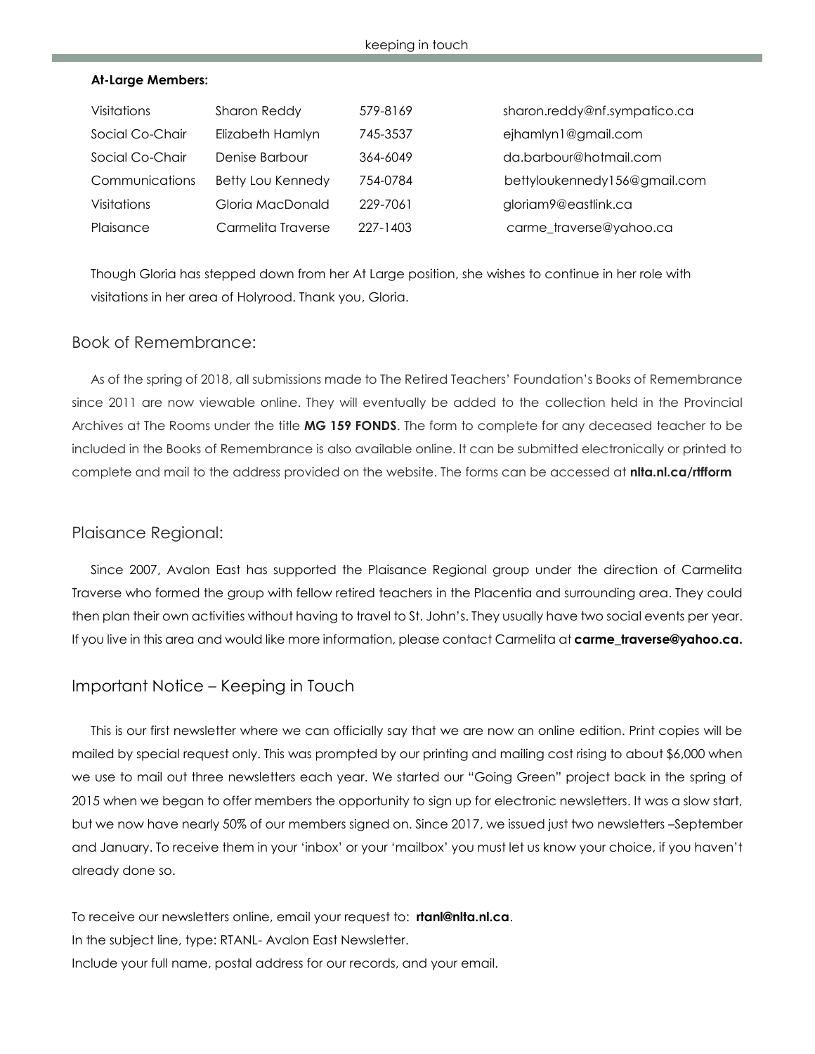**At-Large Members:**

| | | | |
|---|---|---|---|
| Visitations | Sharon Reddy | 579-8169 | sharon.reddy@nf.sympatico.ca |
| Social Co-Chair | Elizabeth Hamlyn | 745-3537 | ejhamlyn1@gmail.com |
| Social Co-Chair | Denise Barbour | 364-6049 | da.barbour@hotmail.com |
| Communications | Betty Lou Kennedy | 754-0784 | bettyloukennedy156@gmail.com |
| Visitations | Gloria MacDonald | 229-7061 | gloriam9@eastlink.ca |
| Plaisance | Carmelita Traverse | 227-1403 | carme_traverse@yahoo.ca |

Though Gloria has stepped down from her At Large position, she wishes to continue in her role with visitations in her area of Holyrood. Thank you, Gloria.

## Book of Remembrance:

As of the spring of 2018, all submissions made to The Retired Teachers' Foundation's Books of Remembrance since 2011 are now viewable online. They will eventually be added to the collection held in the Provincial Archives at The Rooms under the title **MG 159 FONDS**. The form to complete for any deceased teacher to be included in the Books of Remembrance is also available online. It can be submitted electronically or printed to complete and mail to the address provided on the website. The forms can be accessed at **nlta.nl.ca/rtfform**

## Plaisance Regional:

Since 2007, Avalon East has supported the Plaisance Regional group under the direction of Carmelita Traverse who formed the group with fellow retired teachers in the Placentia and surrounding area. They could then plan their own activities without having to travel to St. John's. They usually have two social events per year. If you live in this area and would like more information, please contact Carmelita at **carme_traverse@yahoo.ca.**

## Important Notice – Keeping in Touch

This is our first newsletter where we can officially say that we are now an online edition. Print copies will be mailed by special request only. This was prompted by our printing and mailing cost rising to about $6,000 when we use to mail out three newsletters each year. We started our "Going Green" project back in the spring of 2015 when we began to offer members the opportunity to sign up for electronic newsletters. It was a slow start, but we now have nearly 50% of our members signed on. Since 2017, we issued just two newsletters –September and January. To receive them in your 'inbox' or your 'mailbox' you must let us know your choice, if you haven't already done so.

To receive our newsletters online, email your request to: **rtanl@nlta.nl.ca**.
In the subject line, type: RTANL- Avalon East Newsletter.
Include your full name, postal address for our records, and your email.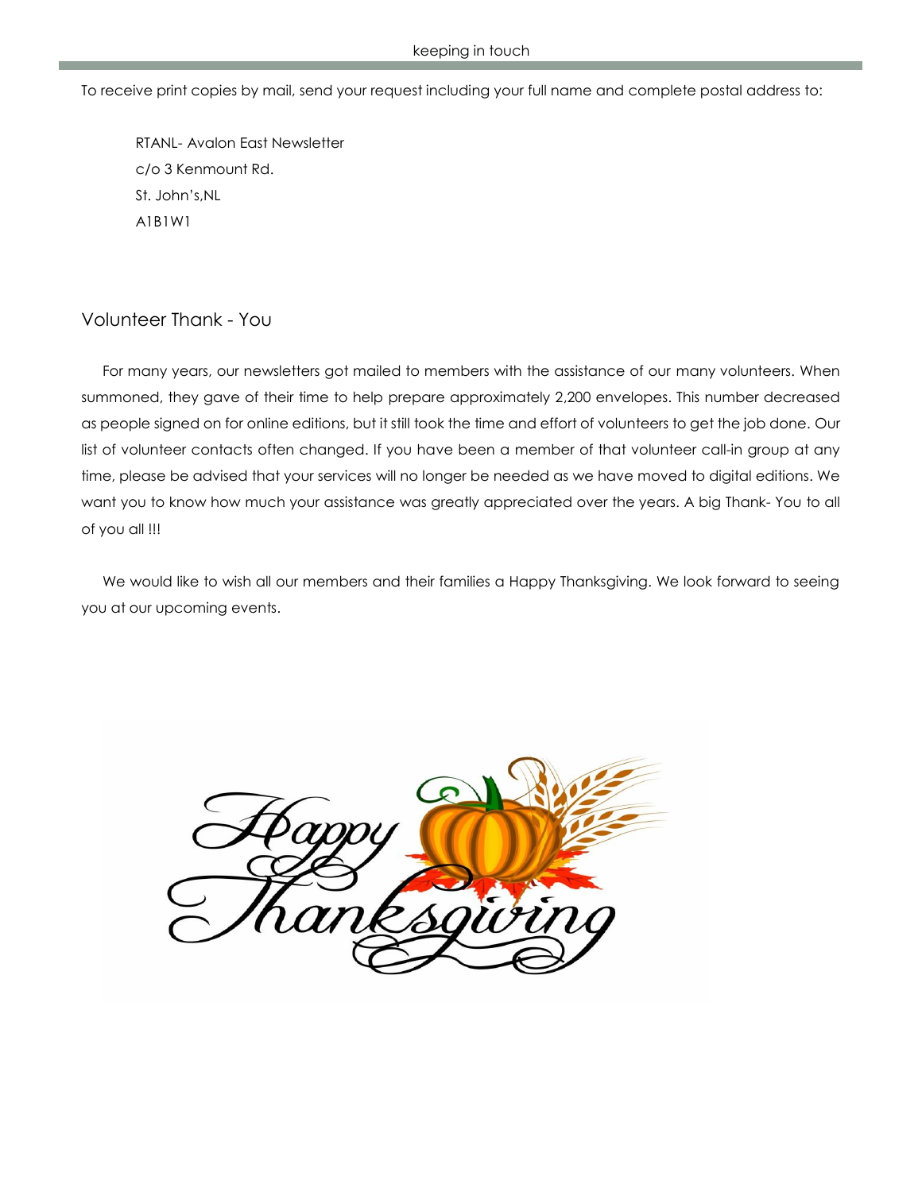To receive print copies by mail, send your request including your full name and complete postal address to:

RTANL- Avalon East Newsletter
c/o 3 Kenmount Rd.
St. John's,NL
A1B1W1

## Volunteer Thank - You

For many years, our newsletters got mailed to members with the assistance of our many volunteers. When summoned, they gave of their time to help prepare approximately 2,200 envelopes. This number decreased as people signed on for online editions, but it still took the time and effort of volunteers to get the job done. Our list of volunteer contacts often changed. If you have been a member of that volunteer call-in group at any time, please be advised that your services will no longer be needed as we have moved to digital editions. We want you to know how much your assistance was greatly appreciated over the years. A big Thank- You to all of you all !!!

We would like to wish all our members and their families a Happy Thanksgiving. We look forward to seeing you at our upcoming events.

Happy Thanksgiving